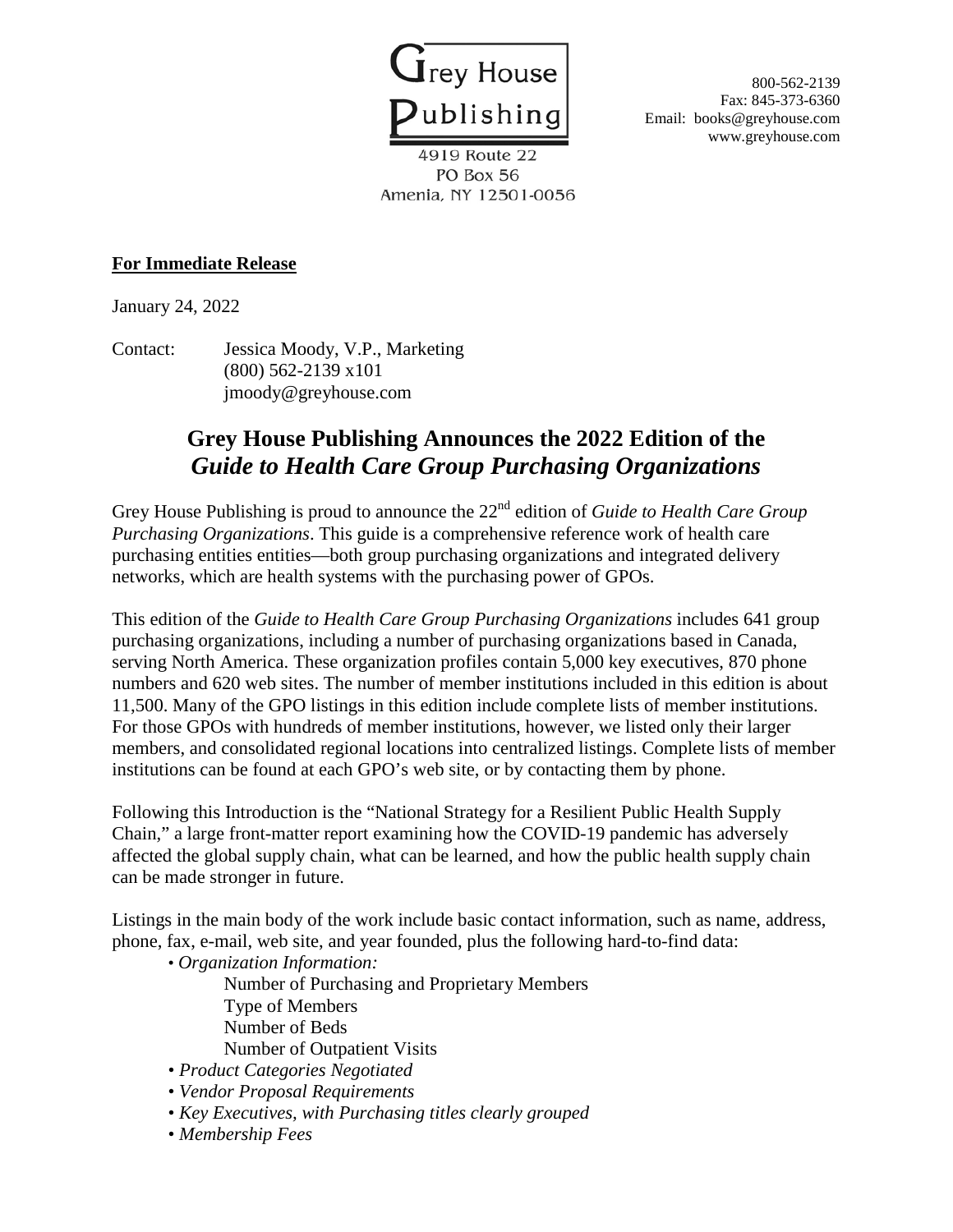Grey House Publishing

4919 Route 22
PO Box 56
Amenia, NY 12501-0056

800-562-2139
Fax: 845-373-6360
Email: books@greyhouse.com
www.greyhouse.com

**For Immediate Release**

January 24, 2022

Contact: Jessica Moody, V.P., Marketing
(800) 562-2139 x101
jmoody@greyhouse.com

# Grey House Publishing Announces the 2022 Edition of the *Guide to Health Care Group Purchasing Organizations*

Grey House Publishing is proud to announce the 22nd edition of *Guide to Health Care Group Purchasing Organizations*. This guide is a comprehensive reference work of health care purchasing entities entities—both group purchasing organizations and integrated delivery networks, which are health systems with the purchasing power of GPOs.

This edition of the *Guide to Health Care Group Purchasing Organizations* includes 641 group purchasing organizations, including a number of purchasing organizations based in Canada, serving North America. These organization profiles contain 5,000 key executives, 870 phone numbers and 620 web sites. The number of member institutions included in this edition is about 11,500. Many of the GPO listings in this edition include complete lists of member institutions. For those GPOs with hundreds of member institutions, however, we listed only their larger members, and consolidated regional locations into centralized listings. Complete lists of member institutions can be found at each GPO's web site, or by contacting them by phone.

Following this Introduction is the "National Strategy for a Resilient Public Health Supply Chain," a large front-matter report examining how the COVID-19 pandemic has adversely affected the global supply chain, what can be learned, and how the public health supply chain can be made stronger in future.

Listings in the main body of the work include basic contact information, such as name, address, phone, fax, e-mail, web site, and year founded, plus the following hard-to-find data:

- *Organization Information:*
  - Number of Purchasing and Proprietary Members
  - Type of Members
  - Number of Beds
  - Number of Outpatient Visits
- *Product Categories Negotiated*
- *Vendor Proposal Requirements*
- *Key Executives, with Purchasing titles clearly grouped*
- *Membership Fees*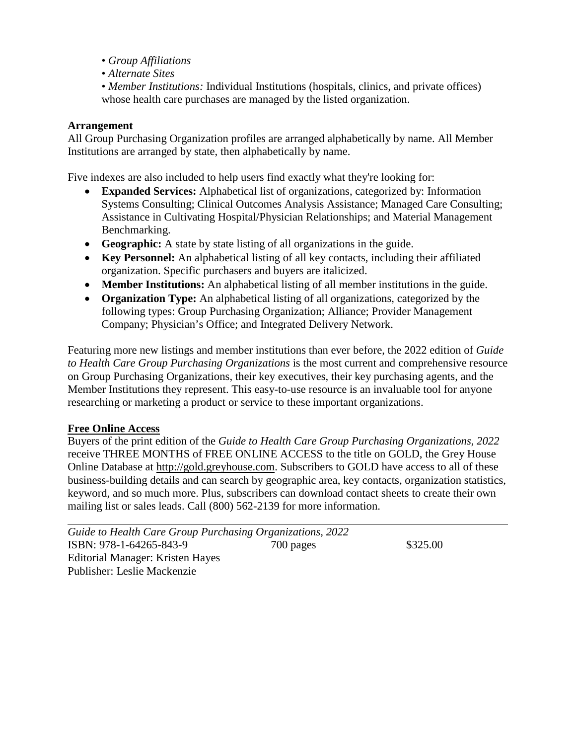- *Group Affiliations*
- *Alternate Sites*
- *Member Institutions:* Individual Institutions (hospitals, clinics, and private offices) whose health care purchases are managed by the listed organization.

**Arrangement**
All Group Purchasing Organization profiles are arranged alphabetically by name. All Member Institutions are arranged by state, then alphabetically by name.

Five indexes are also included to help users find exactly what they're looking for:

- **Expanded Services:** Alphabetical list of organizations, categorized by: Information Systems Consulting; Clinical Outcomes Analysis Assistance; Managed Care Consulting; Assistance in Cultivating Hospital/Physician Relationships; and Material Management Benchmarking.
- **Geographic:** A state by state listing of all organizations in the guide.
- **Key Personnel:** An alphabetical listing of all key contacts, including their affiliated organization. Specific purchasers and buyers are italicized.
- **Member Institutions:** An alphabetical listing of all member institutions in the guide.
- **Organization Type:** An alphabetical listing of all organizations, categorized by the following types: Group Purchasing Organization; Alliance; Provider Management Company; Physician's Office; and Integrated Delivery Network.

Featuring more new listings and member institutions than ever before, the 2022 edition of *Guide to Health Care Group Purchasing Organizations* is the most current and comprehensive resource on Group Purchasing Organizations, their key executives, their key purchasing agents, and the Member Institutions they represent. This easy-to-use resource is an invaluable tool for anyone researching or marketing a product or service to these important organizations.

**Free Online Access**
Buyers of the print edition of the *Guide to Health Care Group Purchasing Organizations, 2022* receive THREE MONTHS of FREE ONLINE ACCESS to the title on GOLD, the Grey House Online Database at http://gold.greyhouse.com. Subscribers to GOLD have access to all of these business-building details and can search by geographic area, key contacts, organization statistics, keyword, and so much more. Plus, subscribers can download contact sheets to create their own mailing list or sales leads. Call (800) 562-2139 for more information.

---

*Guide to Health Care Group Purchasing Organizations, 2022*
ISBN: 978-1-64265-843-9 700 pages $325.00
Editorial Manager: Kristen Hayes
Publisher: Leslie Mackenzie